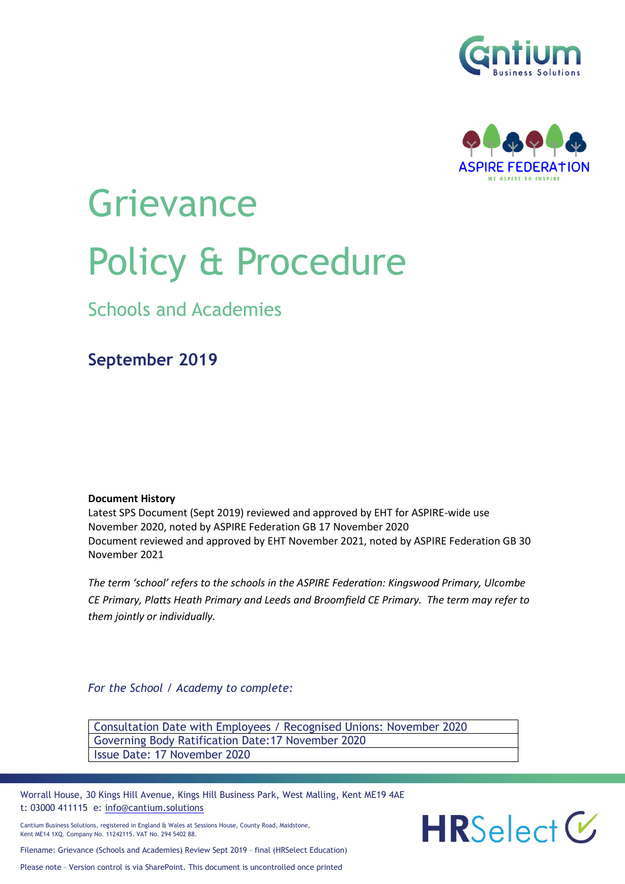# Grievance

# Policy & Procedure

## Schools and Academies

**September 2019**

**Document History**

Latest SPS Document (Sept 2019) reviewed and approved by EHT for ASPIRE-wide use November 2020, noted by ASPIRE Federation GB 17 November 2020

Document reviewed and approved by EHT November 2021, noted by ASPIRE Federation GB 30 November 2021

*The term 'school' refers to the schools in the ASPIRE Federation: Kingswood Primary, Ulcombe CE Primary, Platts Heath Primary and Leeds and Broomfield CE Primary. The term may refer to them jointly or individually.*

*For the School / Academy to complete:*

| Consultation Date with Employees / Recognised Unions: November 2020 |
|---|
| Governing Body Ratification Date:17 November 2020 |
| Issue Date: 17 November 2020 |

Worrall House, 30 Kings Hill Avenue, Kings Hill Business Park, West Malling, Kent ME19 4AE
t: 03000 411115 e: info@cantium.solutions

Cantium Business Solutions, registered in England & Wales at Sessions House, County Road, Maidstone, Kent ME14 1XQ. Company No. 11242115. VAT No. 294 5402 88.

Filename: Grievance (Schools and Academies) Review Sept 2019 – final (HRSelect Education)

Please note – Version control is via SharePoint. This document is uncontrolled once printed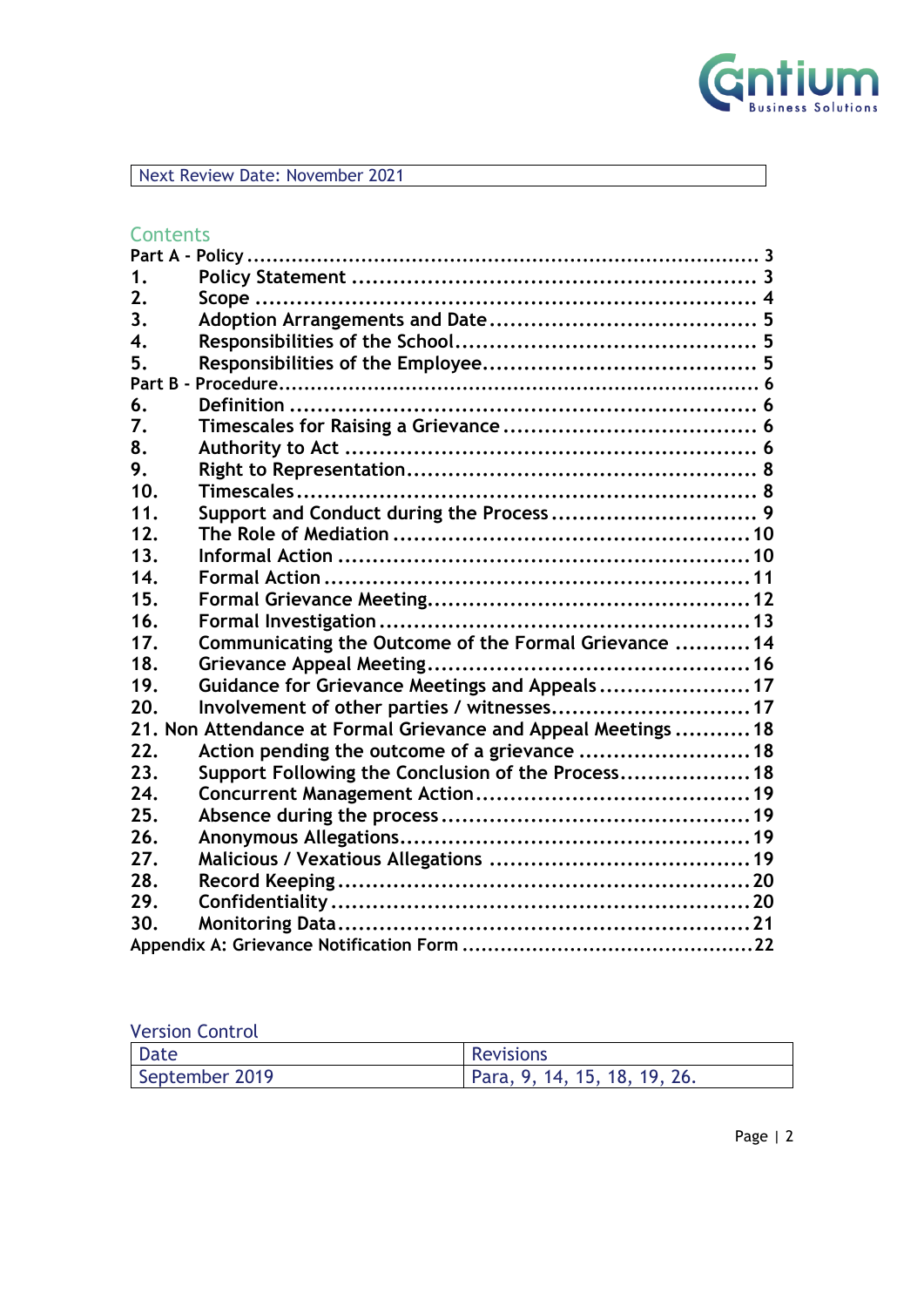| Next Review Date: November 2021 |
|---|

## Contents

Part A - Policy ........................................................................ 3

1. Policy Statement ........................................................ 3
2. Scope ........................................................................ 4
3. Adoption Arrangements and Date ...................................... 5
4. Responsibilities of the School........................................... 5
5. Responsibilities of the Employee........................................ 5

Part B - Procedure........................................................................ 6

6. Definition .................................................................. 6
7. Timescales for Raising a Grievance ..................................... 6
8. Authority to Act .......................................................... 6
9. Right to Representation.................................................. 8
10. Timescales.................................................................. 8
11. Support and Conduct during the Process .............................. 9
12. The Role of Mediation ..................................................... 10
13. Informal Action ............................................................ 10
14. Formal Action .............................................................. 11
15. Formal Grievance Meeting................................................ 12
16. Formal Investigation ...................................................... 13
17. Communicating the Outcome of the Formal Grievance ........... 14
18. Grievance Appeal Meeting................................................ 16
19. Guidance for Grievance Meetings and Appeals ....................... 17
20. Involvement of other parties / witnesses............................. 17
21. Non Attendance at Formal Grievance and Appeal Meetings ........... 18
22. Action pending the outcome of a grievance .......................... 18
23. Support Following the Conclusion of the Process................... 18
24. Concurrent Management Action......................................... 19
25. Absence during the process .............................................. 19
26. Anonymous Allegations................................................... 19
27. Malicious / Vexatious Allegations ...................................... 19
28. Record Keeping ............................................................ 20
29. Confidentiality ............................................................. 20
30. Monitoring Data............................................................ 21

Appendix A: Grievance Notification Form ............................................ 22

### Version Control

| Date | Revisions |
|---|---|
| September 2019 | Para, 9, 14, 15, 18, 19, 26. |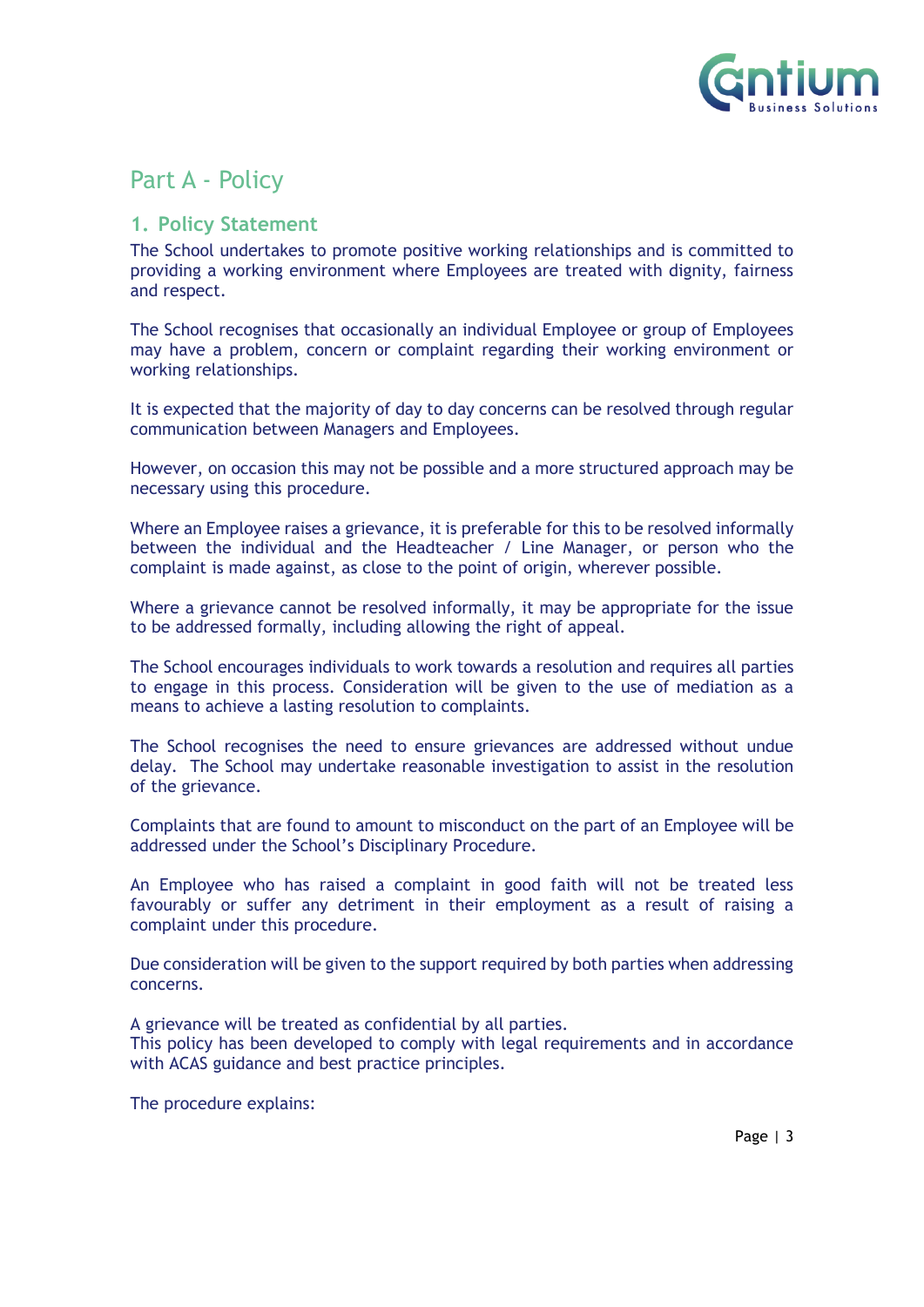# Part A - Policy

## 1. Policy Statement

The School undertakes to promote positive working relationships and is committed to providing a working environment where Employees are treated with dignity, fairness and respect.

The School recognises that occasionally an individual Employee or group of Employees may have a problem, concern or complaint regarding their working environment or working relationships.

It is expected that the majority of day to day concerns can be resolved through regular communication between Managers and Employees.

However, on occasion this may not be possible and a more structured approach may be necessary using this procedure.

Where an Employee raises a grievance, it is preferable for this to be resolved informally between the individual and the Headteacher / Line Manager, or person who the complaint is made against, as close to the point of origin, wherever possible.

Where a grievance cannot be resolved informally, it may be appropriate for the issue to be addressed formally, including allowing the right of appeal.

The School encourages individuals to work towards a resolution and requires all parties to engage in this process. Consideration will be given to the use of mediation as a means to achieve a lasting resolution to complaints.

The School recognises the need to ensure grievances are addressed without undue delay. The School may undertake reasonable investigation to assist in the resolution of the grievance.

Complaints that are found to amount to misconduct on the part of an Employee will be addressed under the School's Disciplinary Procedure.

An Employee who has raised a complaint in good faith will not be treated less favourably or suffer any detriment in their employment as a result of raising a complaint under this procedure.

Due consideration will be given to the support required by both parties when addressing concerns.

A grievance will be treated as confidential by all parties.
This policy has been developed to comply with legal requirements and in accordance with ACAS guidance and best practice principles.

The procedure explains: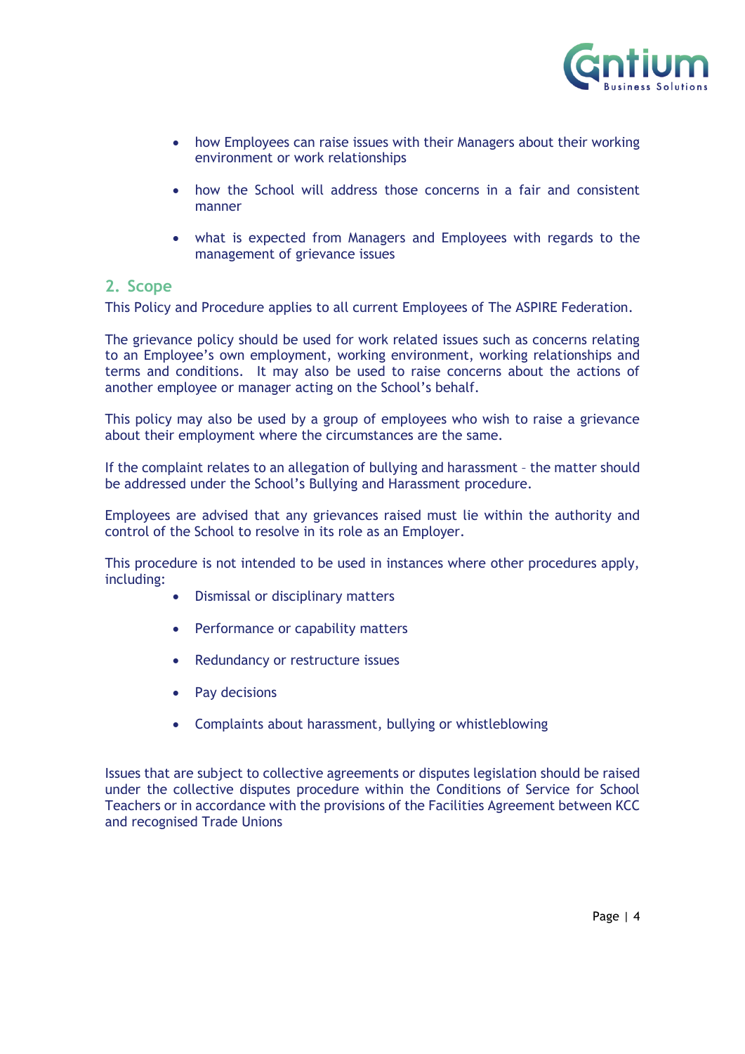- how Employees can raise issues with their Managers about their working environment or work relationships

- how the School will address those concerns in a fair and consistent manner

- what is expected from Managers and Employees with regards to the management of grievance issues

## 2. Scope

This Policy and Procedure applies to all current Employees of The ASPIRE Federation.

The grievance policy should be used for work related issues such as concerns relating to an Employee's own employment, working environment, working relationships and terms and conditions. It may also be used to raise concerns about the actions of another employee or manager acting on the School's behalf.

This policy may also be used by a group of employees who wish to raise a grievance about their employment where the circumstances are the same.

If the complaint relates to an allegation of bullying and harassment – the matter should be addressed under the School's Bullying and Harassment procedure.

Employees are advised that any grievances raised must lie within the authority and control of the School to resolve in its role as an Employer.

This procedure is not intended to be used in instances where other procedures apply, including:

- Dismissal or disciplinary matters

- Performance or capability matters

- Redundancy or restructure issues

- Pay decisions

- Complaints about harassment, bullying or whistleblowing

Issues that are subject to collective agreements or disputes legislation should be raised under the collective disputes procedure within the Conditions of Service for School Teachers or in accordance with the provisions of the Facilities Agreement between KCC and recognised Trade Unions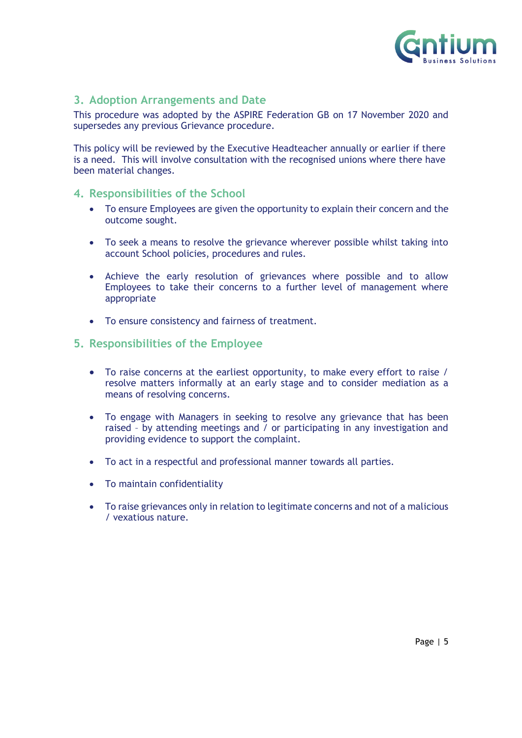## 3. Adoption Arrangements and Date

This procedure was adopted by the ASPIRE Federation GB on 17 November 2020 and supersedes any previous Grievance procedure.

This policy will be reviewed by the Executive Headteacher annually or earlier if there is a need. This will involve consultation with the recognised unions where there have been material changes.

## 4. Responsibilities of the School

- To ensure Employees are given the opportunity to explain their concern and the outcome sought.
- To seek a means to resolve the grievance wherever possible whilst taking into account School policies, procedures and rules.
- Achieve the early resolution of grievances where possible and to allow Employees to take their concerns to a further level of management where appropriate
- To ensure consistency and fairness of treatment.

## 5. Responsibilities of the Employee

- To raise concerns at the earliest opportunity, to make every effort to raise / resolve matters informally at an early stage and to consider mediation as a means of resolving concerns.
- To engage with Managers in seeking to resolve any grievance that has been raised – by attending meetings and / or participating in any investigation and providing evidence to support the complaint.
- To act in a respectful and professional manner towards all parties.
- To maintain confidentiality
- To raise grievances only in relation to legitimate concerns and not of a malicious / vexatious nature.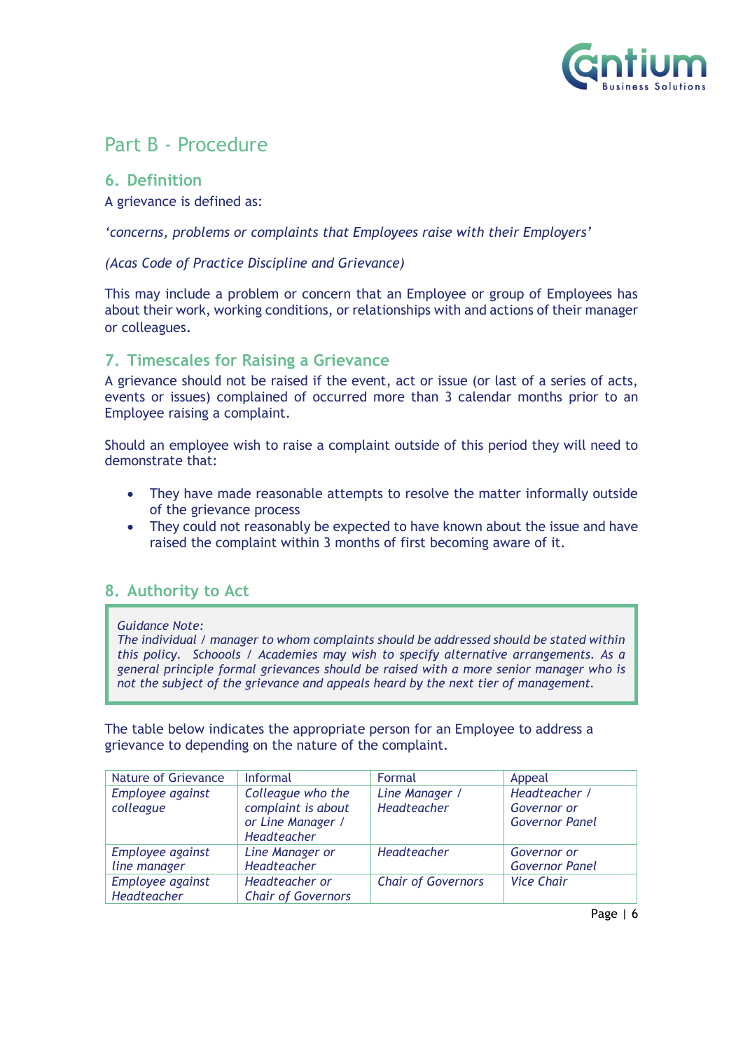# Part B - Procedure

## 6. Definition

A grievance is defined as:

*'concerns, problems or complaints that Employees raise with their Employers'*

*(Acas Code of Practice Discipline and Grievance)*

This may include a problem or concern that an Employee or group of Employees has about their work, working conditions, or relationships with and actions of their manager or colleagues.

## 7. Timescales for Raising a Grievance

A grievance should not be raised if the event, act or issue (or last of a series of acts, events or issues) complained of occurred more than 3 calendar months prior to an Employee raising a complaint.

Should an employee wish to raise a complaint outside of this period they will need to demonstrate that:

- They have made reasonable attempts to resolve the matter informally outside of the grievance process
- They could not reasonably be expected to have known about the issue and have raised the complaint within 3 months of first becoming aware of it.

## 8. Authority to Act

> *Guidance Note:*
> *The individual / manager to whom complaints should be addressed should be stated within this policy. Schoools / Academies may wish to specify alternative arrangements. As a general principle formal grievances should be raised with a more senior manager who is not the subject of the grievance and appeals heard by the next tier of management.*

The table below indicates the appropriate person for an Employee to address a grievance to depending on the nature of the complaint.

| Nature of Grievance | Informal | Formal | Appeal |
|---|---|---|---|
| *Employee against colleague* | *Colleague who the complaint is about or Line Manager / Headteacher* | *Line Manager / Headteacher* | *Headteacher / Governor or Governor Panel* |
| *Employee against line manager* | *Line Manager or Headteacher* | *Headteacher* | *Governor or Governor Panel* |
| *Employee against Headteacher* | *Headteacher or Chair of Governors* | *Chair of Governors* | *Vice Chair* |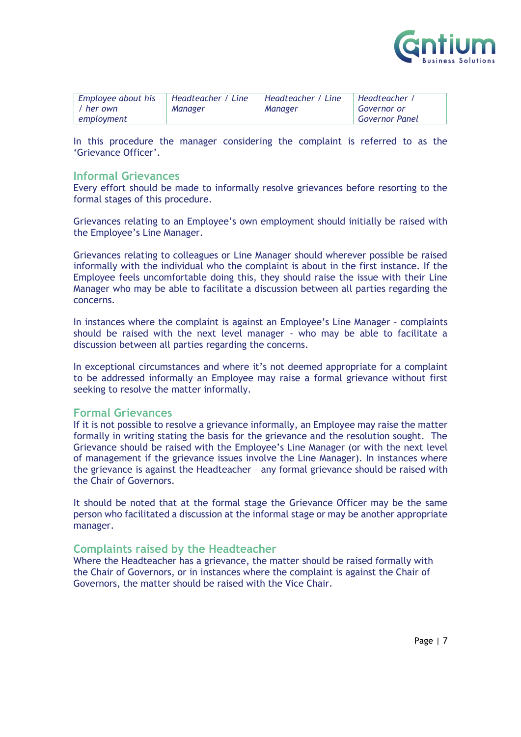| *Employee about his / her own employment* | *Headteacher / Line Manager* | *Headteacher / Line Manager* | *Headteacher / Governor or Governor Panel* |
|---|---|---|---|

In this procedure the manager considering the complaint is referred to as the 'Grievance Officer'.

## Informal Grievances

Every effort should be made to informally resolve grievances before resorting to the formal stages of this procedure.

Grievances relating to an Employee's own employment should initially be raised with the Employee's Line Manager.

Grievances relating to colleagues or Line Manager should wherever possible be raised informally with the individual who the complaint is about in the first instance. If the Employee feels uncomfortable doing this, they should raise the issue with their Line Manager who may be able to facilitate a discussion between all parties regarding the concerns.

In instances where the complaint is against an Employee's Line Manager – complaints should be raised with the next level manager - who may be able to facilitate a discussion between all parties regarding the concerns.

In exceptional circumstances and where it's not deemed appropriate for a complaint to be addressed informally an Employee may raise a formal grievance without first seeking to resolve the matter informally.

## Formal Grievances

If it is not possible to resolve a grievance informally, an Employee may raise the matter formally in writing stating the basis for the grievance and the resolution sought. The Grievance should be raised with the Employee's Line Manager (or with the next level of management if the grievance issues involve the Line Manager). In instances where the grievance is against the Headteacher – any formal grievance should be raised with the Chair of Governors.

It should be noted that at the formal stage the Grievance Officer may be the same person who facilitated a discussion at the informal stage or may be another appropriate manager.

## Complaints raised by the Headteacher

Where the Headteacher has a grievance, the matter should be raised formally with the Chair of Governors, or in instances where the complaint is against the Chair of Governors, the matter should be raised with the Vice Chair.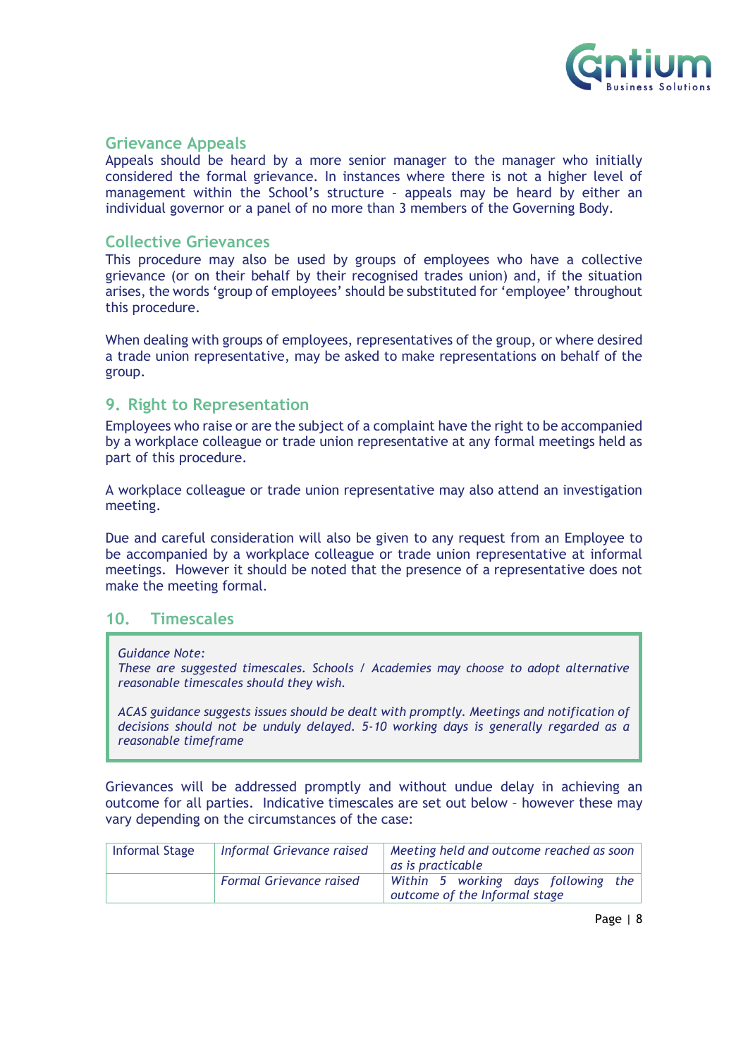### Grievance Appeals

Appeals should be heard by a more senior manager to the manager who initially considered the formal grievance. In instances where there is not a higher level of management within the School's structure – appeals may be heard by either an individual governor or a panel of no more than 3 members of the Governing Body.

### Collective Grievances

This procedure may also be used by groups of employees who have a collective grievance (or on their behalf by their recognised trades union) and, if the situation arises, the words 'group of employees' should be substituted for 'employee' throughout this procedure.

When dealing with groups of employees, representatives of the group, or where desired a trade union representative, may be asked to make representations on behalf of the group.

## 9. Right to Representation

Employees who raise or are the subject of a complaint have the right to be accompanied by a workplace colleague or trade union representative at any formal meetings held as part of this procedure.

A workplace colleague or trade union representative may also attend an investigation meeting.

Due and careful consideration will also be given to any request from an Employee to be accompanied by a workplace colleague or trade union representative at informal meetings. However it should be noted that the presence of a representative does not make the meeting formal.

## 10. Timescales

> *Guidance Note:*
> *These are suggested timescales. Schools / Academies may choose to adopt alternative reasonable timescales should they wish.*
>
> *ACAS guidance suggests issues should be dealt with promptly. Meetings and notification of decisions should not be unduly delayed. 5-10 working days is generally regarded as a reasonable timeframe*

Grievances will be addressed promptly and without undue delay in achieving an outcome for all parties. Indicative timescales are set out below – however these may vary depending on the circumstances of the case:

| | | |
|---|---|---|
| Informal Stage | *Informal Grievance raised* | *Meeting held and outcome reached as soon as is practicable* |
| | *Formal Grievance raised* | *Within 5 working days following the outcome of the Informal stage* |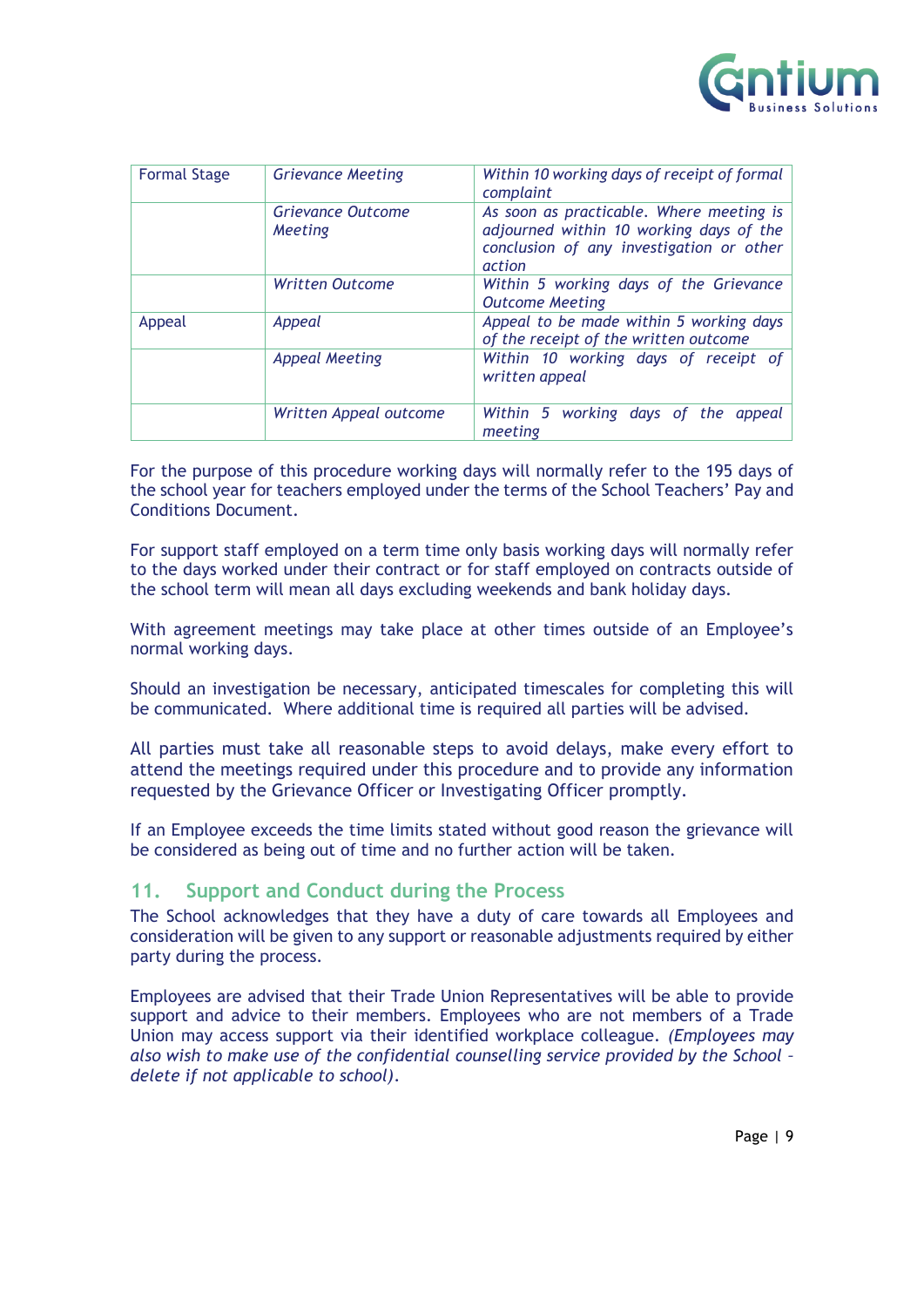| Formal Stage | *Grievance Meeting* | *Within 10 working days of receipt of formal complaint* |
|---|---|---|
| | *Grievance Outcome Meeting* | *As soon as practicable. Where meeting is adjourned within 10 working days of the conclusion of any investigation or other action* |
| | *Written Outcome* | *Within 5 working days of the Grievance Outcome Meeting* |
| Appeal | *Appeal* | *Appeal to be made within 5 working days of the receipt of the written outcome* |
| | *Appeal Meeting* | *Within 10 working days of receipt of written appeal* |
| | *Written Appeal outcome* | *Within 5 working days of the appeal meeting* |

For the purpose of this procedure working days will normally refer to the 195 days of the school year for teachers employed under the terms of the School Teachers' Pay and Conditions Document.

For support staff employed on a term time only basis working days will normally refer to the days worked under their contract or for staff employed on contracts outside of the school term will mean all days excluding weekends and bank holiday days.

With agreement meetings may take place at other times outside of an Employee's normal working days.

Should an investigation be necessary, anticipated timescales for completing this will be communicated. Where additional time is required all parties will be advised.

All parties must take all reasonable steps to avoid delays, make every effort to attend the meetings required under this procedure and to provide any information requested by the Grievance Officer or Investigating Officer promptly.

If an Employee exceeds the time limits stated without good reason the grievance will be considered as being out of time and no further action will be taken.

## 11. Support and Conduct during the Process

The School acknowledges that they have a duty of care towards all Employees and consideration will be given to any support or reasonable adjustments required by either party during the process.

Employees are advised that their Trade Union Representatives will be able to provide support and advice to their members. Employees who are not members of a Trade Union may access support via their identified workplace colleague. *(Employees may also wish to make use of the confidential counselling service provided by the School – delete if not applicable to school).*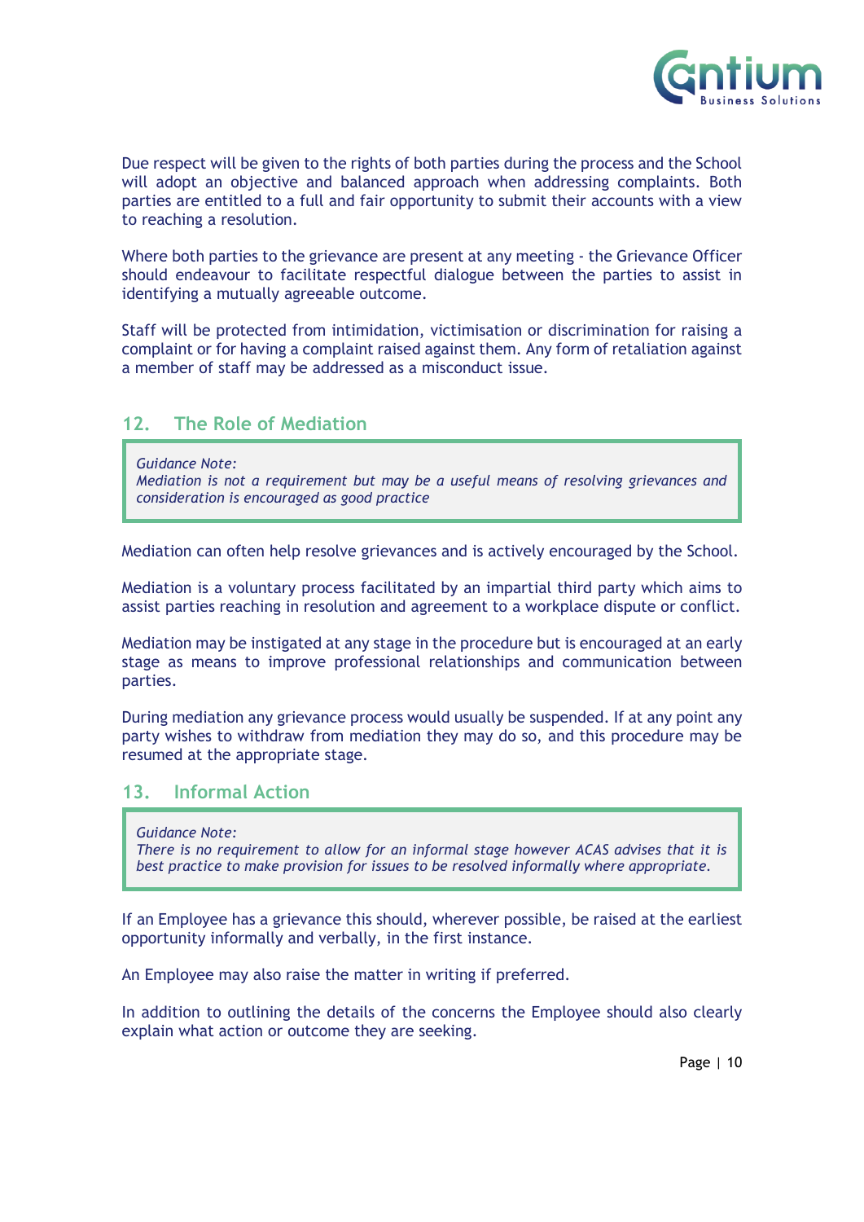Due respect will be given to the rights of both parties during the process and the School will adopt an objective and balanced approach when addressing complaints. Both parties are entitled to a full and fair opportunity to submit their accounts with a view to reaching a resolution.

Where both parties to the grievance are present at any meeting - the Grievance Officer should endeavour to facilitate respectful dialogue between the parties to assist in identifying a mutually agreeable outcome.

Staff will be protected from intimidation, victimisation or discrimination for raising a complaint or for having a complaint raised against them. Any form of retaliation against a member of staff may be addressed as a misconduct issue.

## 12. The Role of Mediation

> *Guidance Note:*
> *Mediation is not a requirement but may be a useful means of resolving grievances and consideration is encouraged as good practice*

Mediation can often help resolve grievances and is actively encouraged by the School.

Mediation is a voluntary process facilitated by an impartial third party which aims to assist parties reaching in resolution and agreement to a workplace dispute or conflict.

Mediation may be instigated at any stage in the procedure but is encouraged at an early stage as means to improve professional relationships and communication between parties.

During mediation any grievance process would usually be suspended. If at any point any party wishes to withdraw from mediation they may do so, and this procedure may be resumed at the appropriate stage.

## 13. Informal Action

> *Guidance Note:*
> *There is no requirement to allow for an informal stage however ACAS advises that it is best practice to make provision for issues to be resolved informally where appropriate.*

If an Employee has a grievance this should, wherever possible, be raised at the earliest opportunity informally and verbally, in the first instance.

An Employee may also raise the matter in writing if preferred.

In addition to outlining the details of the concerns the Employee should also clearly explain what action or outcome they are seeking.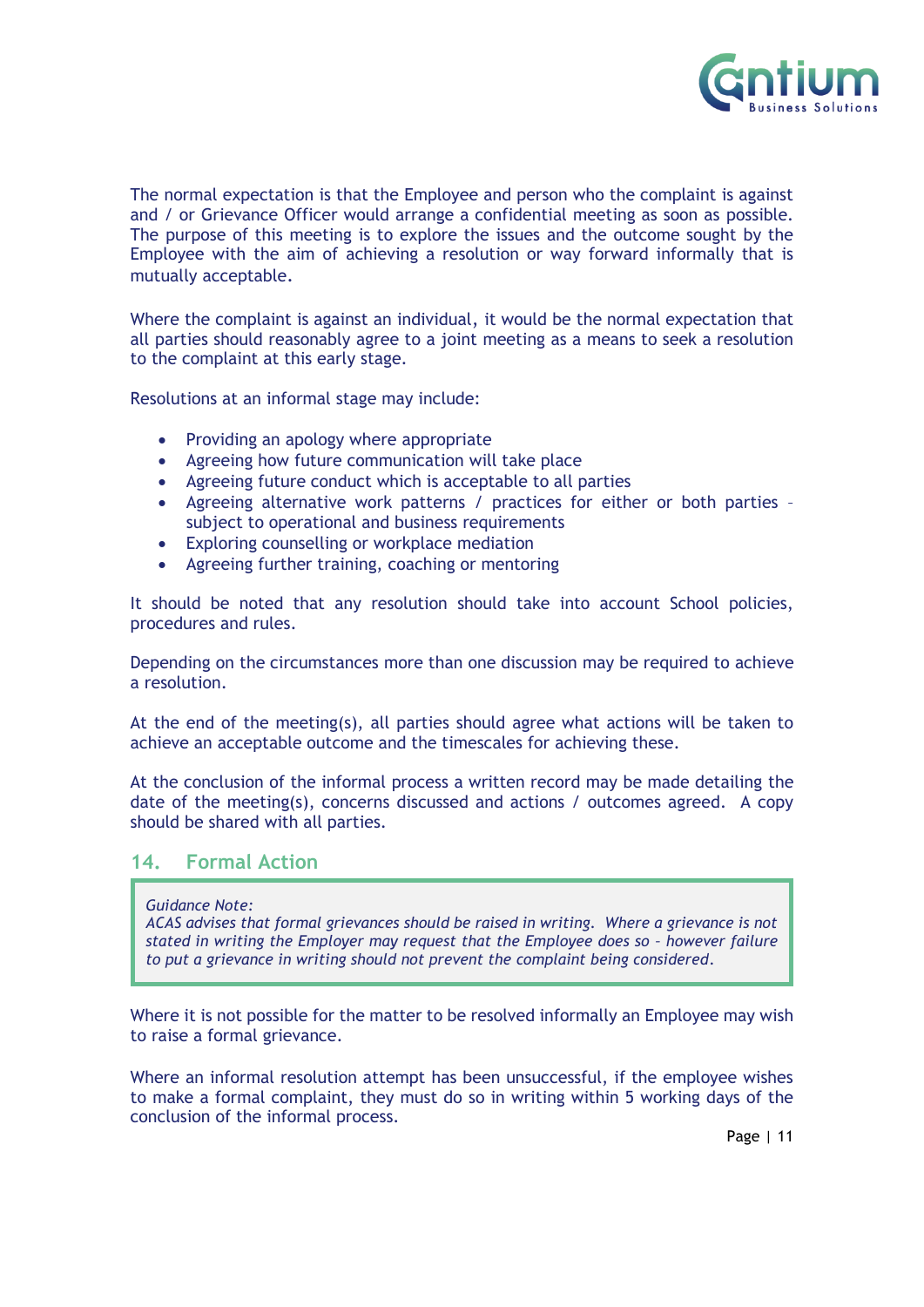The normal expectation is that the Employee and person who the complaint is against and / or Grievance Officer would arrange a confidential meeting as soon as possible. The purpose of this meeting is to explore the issues and the outcome sought by the Employee with the aim of achieving a resolution or way forward informally that is mutually acceptable.

Where the complaint is against an individual, it would be the normal expectation that all parties should reasonably agree to a joint meeting as a means to seek a resolution to the complaint at this early stage.

Resolutions at an informal stage may include:

- Providing an apology where appropriate
- Agreeing how future communication will take place
- Agreeing future conduct which is acceptable to all parties
- Agreeing alternative work patterns / practices for either or both parties – subject to operational and business requirements
- Exploring counselling or workplace mediation
- Agreeing further training, coaching or mentoring

It should be noted that any resolution should take into account School policies, procedures and rules.

Depending on the circumstances more than one discussion may be required to achieve a resolution.

At the end of the meeting(s), all parties should agree what actions will be taken to achieve an acceptable outcome and the timescales for achieving these.

At the conclusion of the informal process a written record may be made detailing the date of the meeting(s), concerns discussed and actions / outcomes agreed. A copy should be shared with all parties.

## 14. Formal Action

> *Guidance Note:*
> *ACAS advises that formal grievances should be raised in writing. Where a grievance is not stated in writing the Employer may request that the Employee does so – however failure to put a grievance in writing should not prevent the complaint being considered.*

Where it is not possible for the matter to be resolved informally an Employee may wish to raise a formal grievance.

Where an informal resolution attempt has been unsuccessful, if the employee wishes to make a formal complaint, they must do so in writing within 5 working days of the conclusion of the informal process.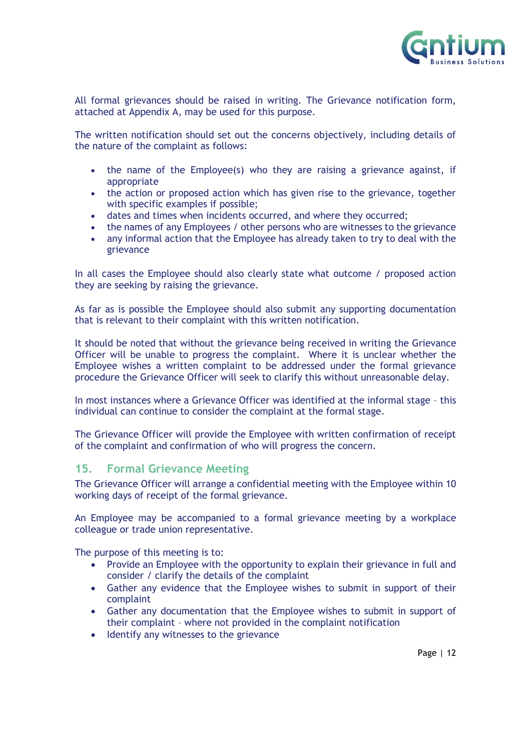All formal grievances should be raised in writing. The Grievance notification form, attached at Appendix A, may be used for this purpose.

The written notification should set out the concerns objectively, including details of the nature of the complaint as follows:

- the name of the Employee(s) who they are raising a grievance against, if appropriate
- the action or proposed action which has given rise to the grievance, together with specific examples if possible;
- dates and times when incidents occurred, and where they occurred;
- the names of any Employees / other persons who are witnesses to the grievance
- any informal action that the Employee has already taken to try to deal with the grievance

In all cases the Employee should also clearly state what outcome / proposed action they are seeking by raising the grievance.

As far as is possible the Employee should also submit any supporting documentation that is relevant to their complaint with this written notification.

It should be noted that without the grievance being received in writing the Grievance Officer will be unable to progress the complaint. Where it is unclear whether the Employee wishes a written complaint to be addressed under the formal grievance procedure the Grievance Officer will seek to clarify this without unreasonable delay.

In most instances where a Grievance Officer was identified at the informal stage – this individual can continue to consider the complaint at the formal stage.

The Grievance Officer will provide the Employee with written confirmation of receipt of the complaint and confirmation of who will progress the concern.

## 15. Formal Grievance Meeting

The Grievance Officer will arrange a confidential meeting with the Employee within 10 working days of receipt of the formal grievance.

An Employee may be accompanied to a formal grievance meeting by a workplace colleague or trade union representative.

The purpose of this meeting is to:

- Provide an Employee with the opportunity to explain their grievance in full and consider / clarify the details of the complaint
- Gather any evidence that the Employee wishes to submit in support of their complaint
- Gather any documentation that the Employee wishes to submit in support of their complaint – where not provided in the complaint notification
- Identify any witnesses to the grievance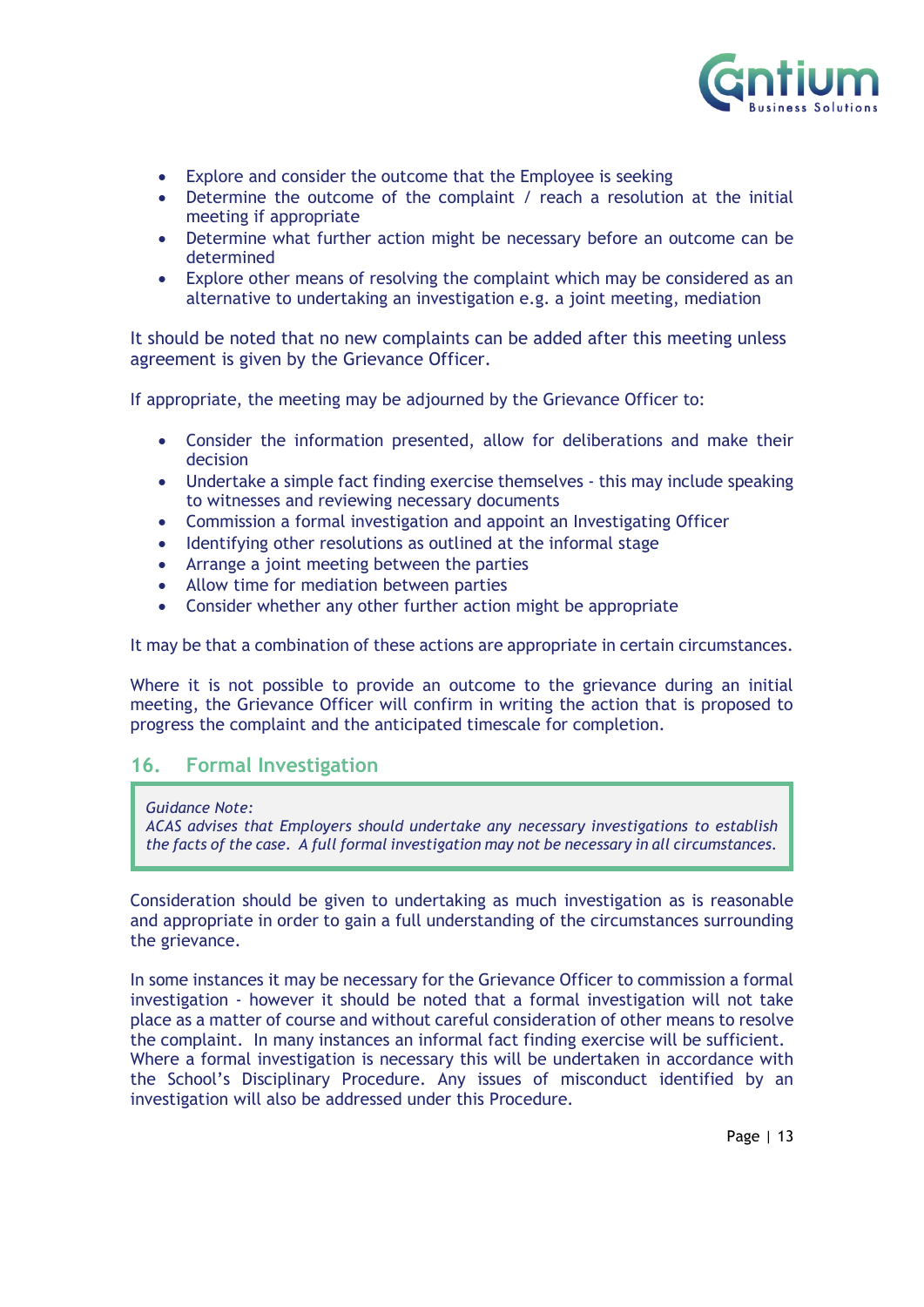- Explore and consider the outcome that the Employee is seeking
- Determine the outcome of the complaint / reach a resolution at the initial meeting if appropriate
- Determine what further action might be necessary before an outcome can be determined
- Explore other means of resolving the complaint which may be considered as an alternative to undertaking an investigation e.g. a joint meeting, mediation

It should be noted that no new complaints can be added after this meeting unless agreement is given by the Grievance Officer.

If appropriate, the meeting may be adjourned by the Grievance Officer to:

- Consider the information presented, allow for deliberations and make their decision
- Undertake a simple fact finding exercise themselves - this may include speaking to witnesses and reviewing necessary documents
- Commission a formal investigation and appoint an Investigating Officer
- Identifying other resolutions as outlined at the informal stage
- Arrange a joint meeting between the parties
- Allow time for mediation between parties
- Consider whether any other further action might be appropriate

It may be that a combination of these actions are appropriate in certain circumstances.

Where it is not possible to provide an outcome to the grievance during an initial meeting, the Grievance Officer will confirm in writing the action that is proposed to progress the complaint and the anticipated timescale for completion.

## 16. Formal Investigation

> *Guidance Note:*
> *ACAS advises that Employers should undertake any necessary investigations to establish the facts of the case. A full formal investigation may not be necessary in all circumstances.*

Consideration should be given to undertaking as much investigation as is reasonable and appropriate in order to gain a full understanding of the circumstances surrounding the grievance.

In some instances it may be necessary for the Grievance Officer to commission a formal investigation - however it should be noted that a formal investigation will not take place as a matter of course and without careful consideration of other means to resolve the complaint. In many instances an informal fact finding exercise will be sufficient. Where a formal investigation is necessary this will be undertaken in accordance with the School's Disciplinary Procedure. Any issues of misconduct identified by an investigation will also be addressed under this Procedure.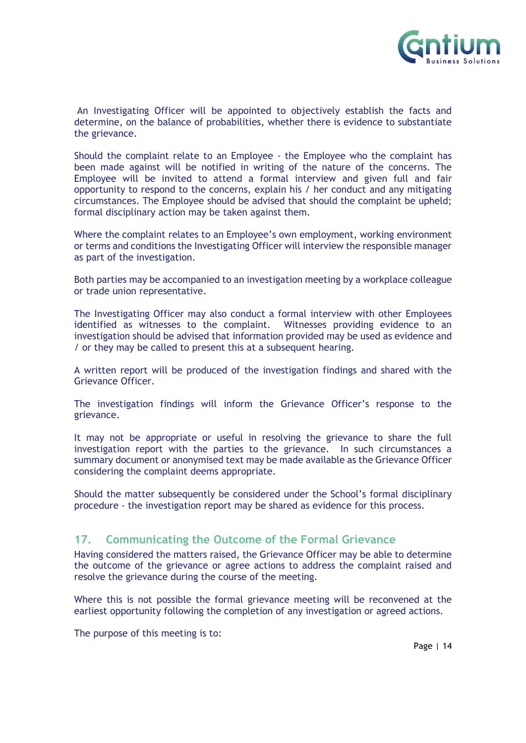An Investigating Officer will be appointed to objectively establish the facts and determine, on the balance of probabilities, whether there is evidence to substantiate the grievance.

Should the complaint relate to an Employee - the Employee who the complaint has been made against will be notified in writing of the nature of the concerns. The Employee will be invited to attend a formal interview and given full and fair opportunity to respond to the concerns, explain his / her conduct and any mitigating circumstances. The Employee should be advised that should the complaint be upheld; formal disciplinary action may be taken against them.

Where the complaint relates to an Employee's own employment, working environment or terms and conditions the Investigating Officer will interview the responsible manager as part of the investigation.

Both parties may be accompanied to an investigation meeting by a workplace colleague or trade union representative.

The Investigating Officer may also conduct a formal interview with other Employees identified as witnesses to the complaint. Witnesses providing evidence to an investigation should be advised that information provided may be used as evidence and / or they may be called to present this at a subsequent hearing.

A written report will be produced of the investigation findings and shared with the Grievance Officer.

The investigation findings will inform the Grievance Officer's response to the grievance.

It may not be appropriate or useful in resolving the grievance to share the full investigation report with the parties to the grievance. In such circumstances a summary document or anonymised text may be made available as the Grievance Officer considering the complaint deems appropriate.

Should the matter subsequently be considered under the School's formal disciplinary procedure - the investigation report may be shared as evidence for this process.

## 17. Communicating the Outcome of the Formal Grievance

Having considered the matters raised, the Grievance Officer may be able to determine the outcome of the grievance or agree actions to address the complaint raised and resolve the grievance during the course of the meeting.

Where this is not possible the formal grievance meeting will be reconvened at the earliest opportunity following the completion of any investigation or agreed actions.

The purpose of this meeting is to: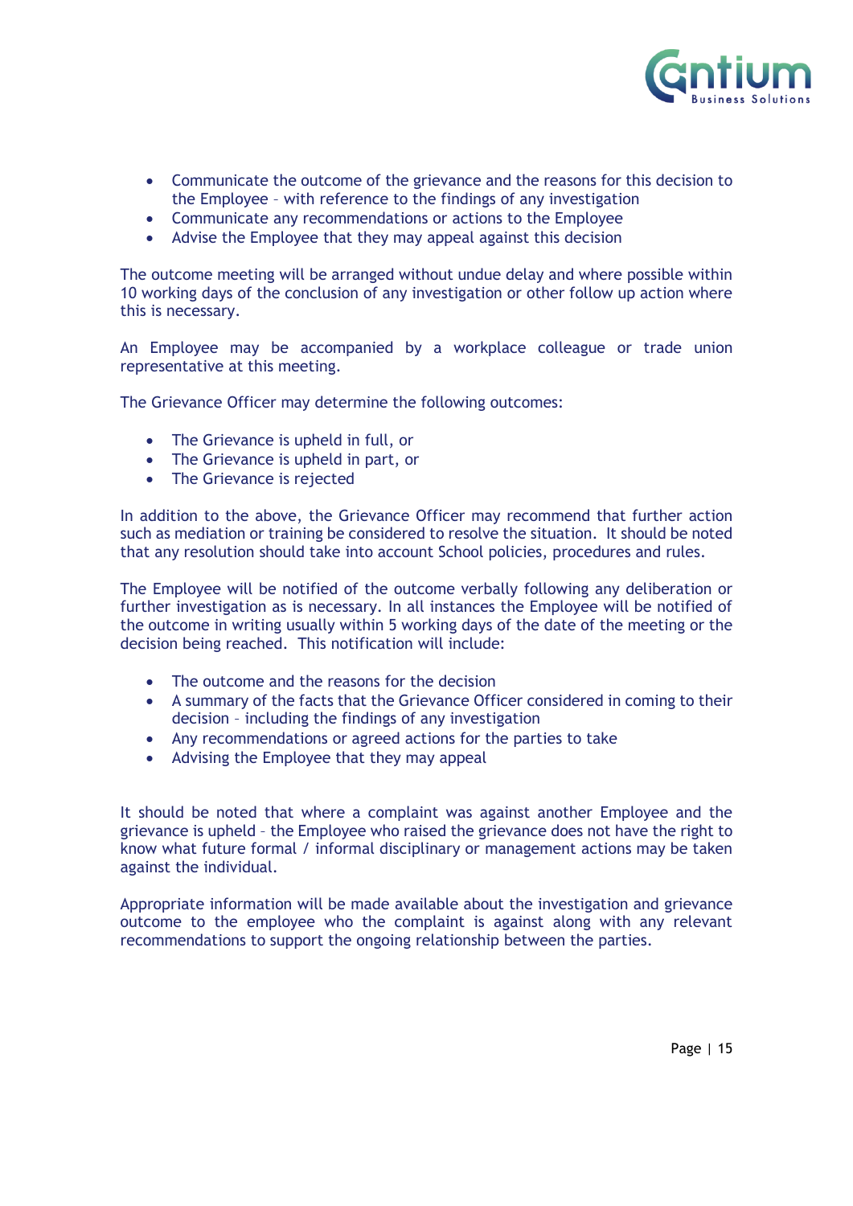- Communicate the outcome of the grievance and the reasons for this decision to the Employee – with reference to the findings of any investigation
- Communicate any recommendations or actions to the Employee
- Advise the Employee that they may appeal against this decision

The outcome meeting will be arranged without undue delay and where possible within 10 working days of the conclusion of any investigation or other follow up action where this is necessary.

An Employee may be accompanied by a workplace colleague or trade union representative at this meeting.

The Grievance Officer may determine the following outcomes:

- The Grievance is upheld in full, or
- The Grievance is upheld in part, or
- The Grievance is rejected

In addition to the above, the Grievance Officer may recommend that further action such as mediation or training be considered to resolve the situation. It should be noted that any resolution should take into account School policies, procedures and rules.

The Employee will be notified of the outcome verbally following any deliberation or further investigation as is necessary. In all instances the Employee will be notified of the outcome in writing usually within 5 working days of the date of the meeting or the decision being reached. This notification will include:

- The outcome and the reasons for the decision
- A summary of the facts that the Grievance Officer considered in coming to their decision – including the findings of any investigation
- Any recommendations or agreed actions for the parties to take
- Advising the Employee that they may appeal

It should be noted that where a complaint was against another Employee and the grievance is upheld – the Employee who raised the grievance does not have the right to know what future formal / informal disciplinary or management actions may be taken against the individual.

Appropriate information will be made available about the investigation and grievance outcome to the employee who the complaint is against along with any relevant recommendations to support the ongoing relationship between the parties.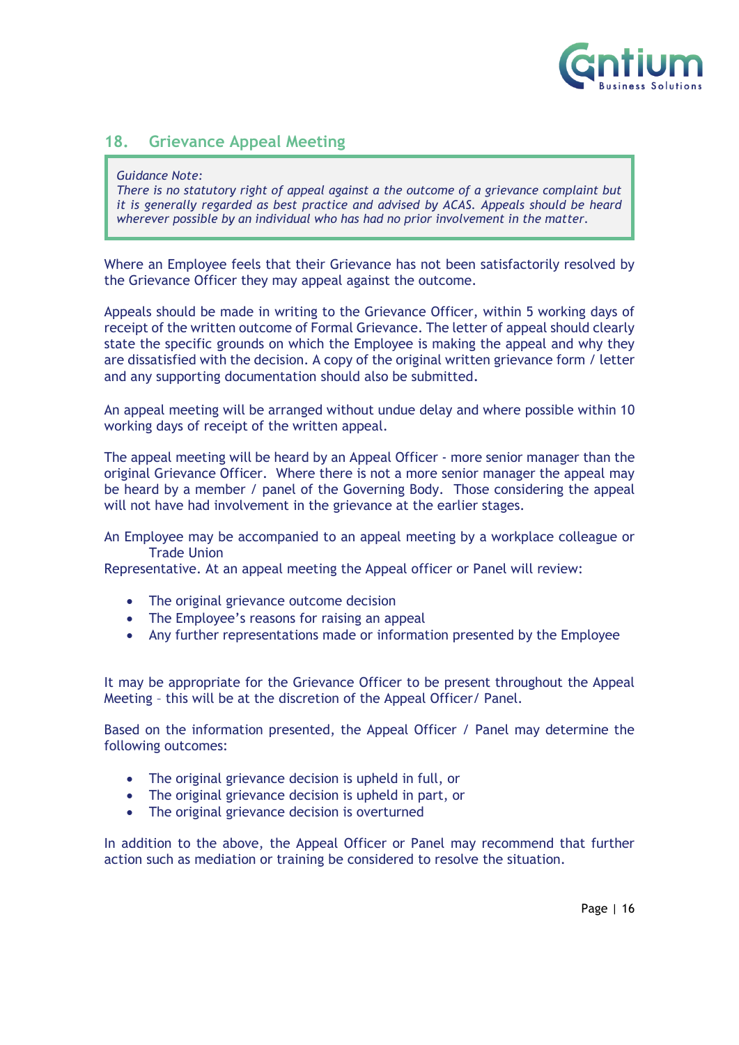## 18. Grievance Appeal Meeting

> *Guidance Note:*
> *There is no statutory right of appeal against a the outcome of a grievance complaint but it is generally regarded as best practice and advised by ACAS. Appeals should be heard wherever possible by an individual who has had no prior involvement in the matter.*

Where an Employee feels that their Grievance has not been satisfactorily resolved by the Grievance Officer they may appeal against the outcome.

Appeals should be made in writing to the Grievance Officer, within 5 working days of receipt of the written outcome of Formal Grievance. The letter of appeal should clearly state the specific grounds on which the Employee is making the appeal and why they are dissatisfied with the decision. A copy of the original written grievance form / letter and any supporting documentation should also be submitted.

An appeal meeting will be arranged without undue delay and where possible within 10 working days of receipt of the written appeal.

The appeal meeting will be heard by an Appeal Officer - more senior manager than the original Grievance Officer. Where there is not a more senior manager the appeal may be heard by a member / panel of the Governing Body. Those considering the appeal will not have had involvement in the grievance at the earlier stages.

An Employee may be accompanied to an appeal meeting by a workplace colleague or Trade Union Representative. At an appeal meeting the Appeal officer or Panel will review:

- The original grievance outcome decision
- The Employee's reasons for raising an appeal
- Any further representations made or information presented by the Employee

It may be appropriate for the Grievance Officer to be present throughout the Appeal Meeting – this will be at the discretion of the Appeal Officer/ Panel.

Based on the information presented, the Appeal Officer / Panel may determine the following outcomes:

- The original grievance decision is upheld in full, or
- The original grievance decision is upheld in part, or
- The original grievance decision is overturned

In addition to the above, the Appeal Officer or Panel may recommend that further action such as mediation or training be considered to resolve the situation.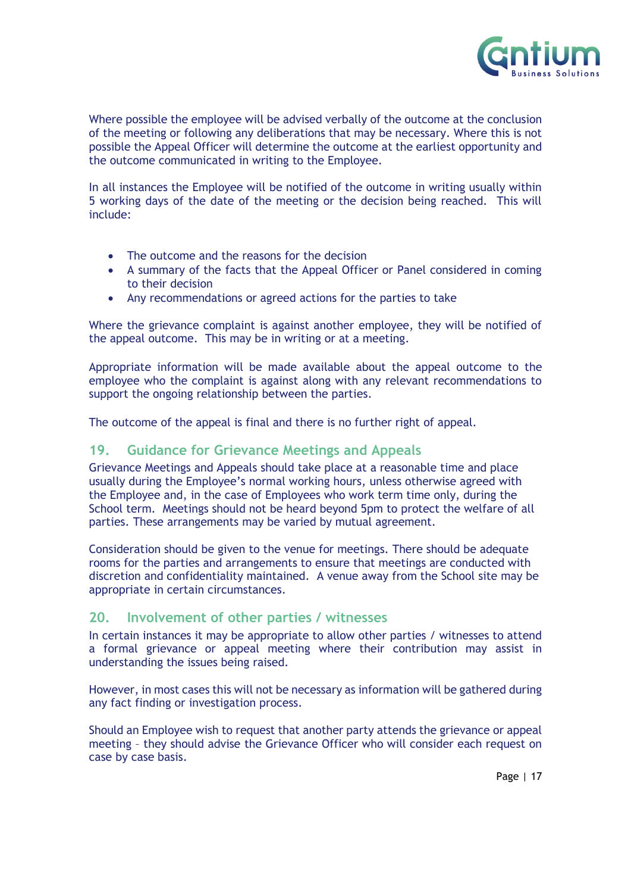Where possible the employee will be advised verbally of the outcome at the conclusion of the meeting or following any deliberations that may be necessary. Where this is not possible the Appeal Officer will determine the outcome at the earliest opportunity and the outcome communicated in writing to the Employee.

In all instances the Employee will be notified of the outcome in writing usually within 5 working days of the date of the meeting or the decision being reached. This will include:

- The outcome and the reasons for the decision
- A summary of the facts that the Appeal Officer or Panel considered in coming to their decision
- Any recommendations or agreed actions for the parties to take

Where the grievance complaint is against another employee, they will be notified of the appeal outcome. This may be in writing or at a meeting.

Appropriate information will be made available about the appeal outcome to the employee who the complaint is against along with any relevant recommendations to support the ongoing relationship between the parties.

The outcome of the appeal is final and there is no further right of appeal.

## 19. Guidance for Grievance Meetings and Appeals

Grievance Meetings and Appeals should take place at a reasonable time and place usually during the Employee's normal working hours, unless otherwise agreed with the Employee and, in the case of Employees who work term time only, during the School term. Meetings should not be heard beyond 5pm to protect the welfare of all parties. These arrangements may be varied by mutual agreement.

Consideration should be given to the venue for meetings. There should be adequate rooms for the parties and arrangements to ensure that meetings are conducted with discretion and confidentiality maintained. A venue away from the School site may be appropriate in certain circumstances.

## 20. Involvement of other parties / witnesses

In certain instances it may be appropriate to allow other parties / witnesses to attend a formal grievance or appeal meeting where their contribution may assist in understanding the issues being raised.

However, in most cases this will not be necessary as information will be gathered during any fact finding or investigation process.

Should an Employee wish to request that another party attends the grievance or appeal meeting – they should advise the Grievance Officer who will consider each request on case by case basis.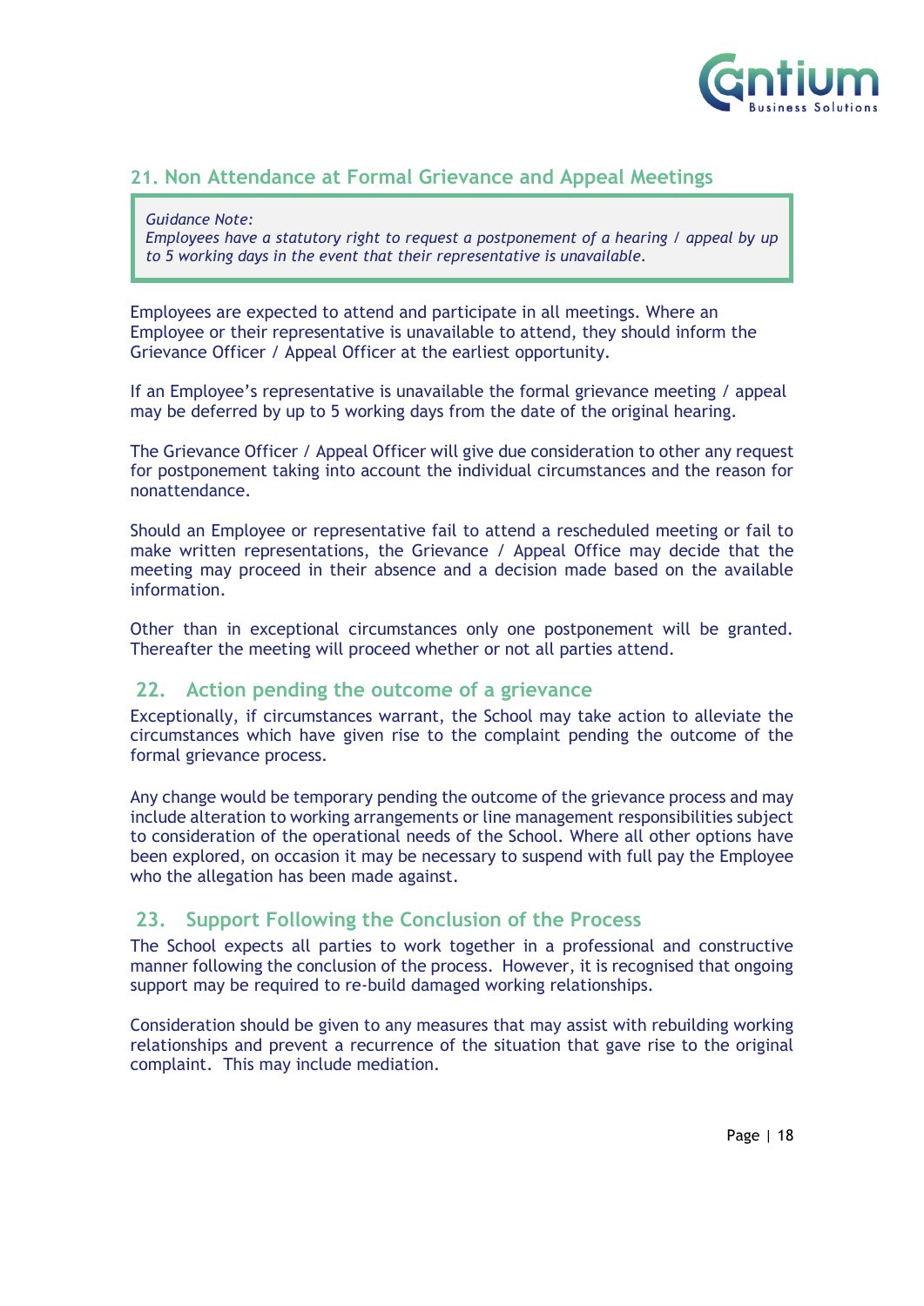## 21. Non Attendance at Formal Grievance and Appeal Meetings

> *Guidance Note:*
> *Employees have a statutory right to request a postponement of a hearing / appeal by up to 5 working days in the event that their representative is unavailable.*

Employees are expected to attend and participate in all meetings. Where an Employee or their representative is unavailable to attend, they should inform the Grievance Officer / Appeal Officer at the earliest opportunity.

If an Employee's representative is unavailable the formal grievance meeting / appeal may be deferred by up to 5 working days from the date of the original hearing.

The Grievance Officer / Appeal Officer will give due consideration to other any request for postponement taking into account the individual circumstances and the reason for nonattendance.

Should an Employee or representative fail to attend a rescheduled meeting or fail to make written representations, the Grievance / Appeal Office may decide that the meeting may proceed in their absence and a decision made based on the available information.

Other than in exceptional circumstances only one postponement will be granted. Thereafter the meeting will proceed whether or not all parties attend.

## 22. Action pending the outcome of a grievance

Exceptionally, if circumstances warrant, the School may take action to alleviate the circumstances which have given rise to the complaint pending the outcome of the formal grievance process.

Any change would be temporary pending the outcome of the grievance process and may include alteration to working arrangements or line management responsibilities subject to consideration of the operational needs of the School. Where all other options have been explored, on occasion it may be necessary to suspend with full pay the Employee who the allegation has been made against.

## 23. Support Following the Conclusion of the Process

The School expects all parties to work together in a professional and constructive manner following the conclusion of the process. However, it is recognised that ongoing support may be required to re-build damaged working relationships.

Consideration should be given to any measures that may assist with rebuilding working relationships and prevent a recurrence of the situation that gave rise to the original complaint. This may include mediation.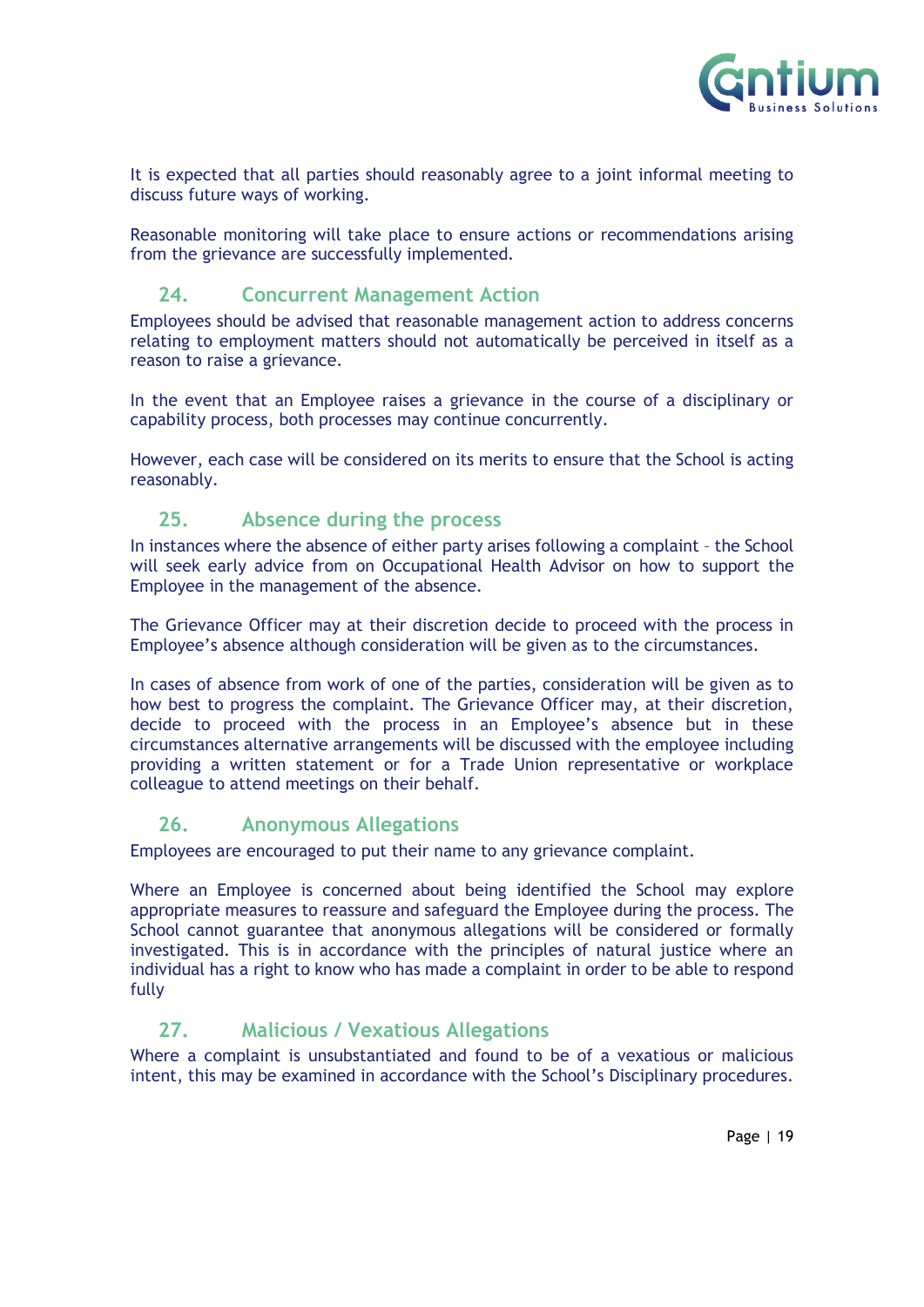It is expected that all parties should reasonably agree to a joint informal meeting to discuss future ways of working.

Reasonable monitoring will take place to ensure actions or recommendations arising from the grievance are successfully implemented.

## 24. Concurrent Management Action

Employees should be advised that reasonable management action to address concerns relating to employment matters should not automatically be perceived in itself as a reason to raise a grievance.

In the event that an Employee raises a grievance in the course of a disciplinary or capability process, both processes may continue concurrently.

However, each case will be considered on its merits to ensure that the School is acting reasonably.

## 25. Absence during the process

In instances where the absence of either party arises following a complaint – the School will seek early advice from on Occupational Health Advisor on how to support the Employee in the management of the absence.

The Grievance Officer may at their discretion decide to proceed with the process in Employee's absence although consideration will be given as to the circumstances.

In cases of absence from work of one of the parties, consideration will be given as to how best to progress the complaint. The Grievance Officer may, at their discretion, decide to proceed with the process in an Employee's absence but in these circumstances alternative arrangements will be discussed with the employee including providing a written statement or for a Trade Union representative or workplace colleague to attend meetings on their behalf.

## 26. Anonymous Allegations

Employees are encouraged to put their name to any grievance complaint.

Where an Employee is concerned about being identified the School may explore appropriate measures to reassure and safeguard the Employee during the process. The School cannot guarantee that anonymous allegations will be considered or formally investigated. This is in accordance with the principles of natural justice where an individual has a right to know who has made a complaint in order to be able to respond fully

## 27. Malicious / Vexatious Allegations

Where a complaint is unsubstantiated and found to be of a vexatious or malicious intent, this may be examined in accordance with the School's Disciplinary procedures.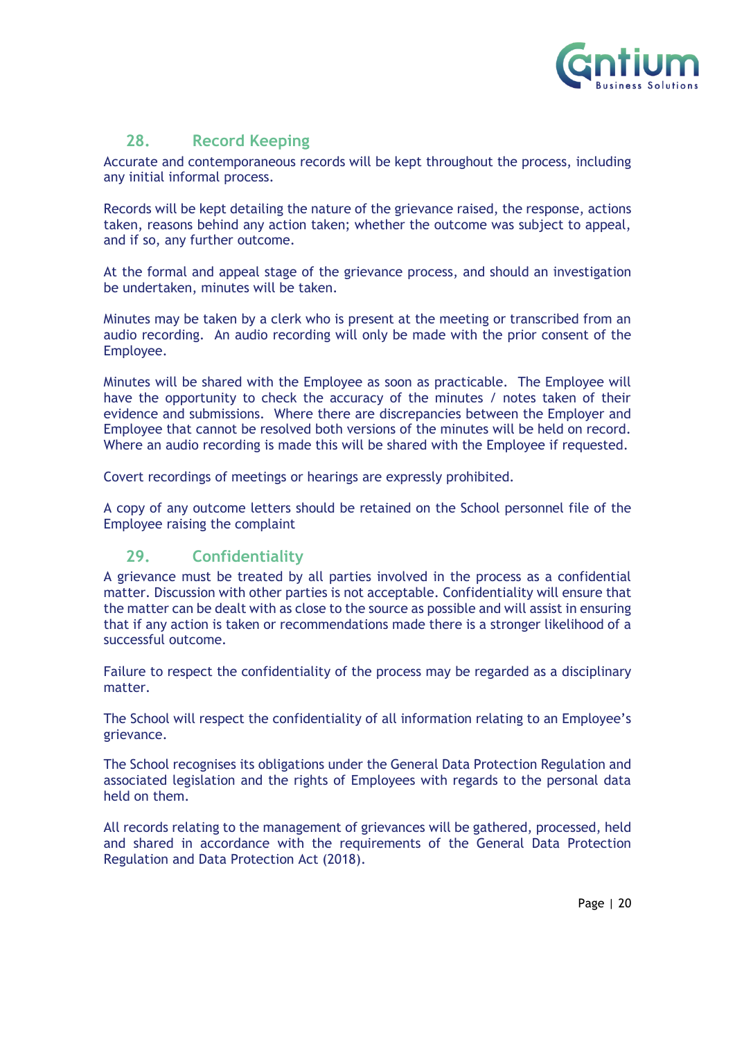## 28. Record Keeping

Accurate and contemporaneous records will be kept throughout the process, including any initial informal process.

Records will be kept detailing the nature of the grievance raised, the response, actions taken, reasons behind any action taken; whether the outcome was subject to appeal, and if so, any further outcome.

At the formal and appeal stage of the grievance process, and should an investigation be undertaken, minutes will be taken.

Minutes may be taken by a clerk who is present at the meeting or transcribed from an audio recording. An audio recording will only be made with the prior consent of the Employee.

Minutes will be shared with the Employee as soon as practicable. The Employee will have the opportunity to check the accuracy of the minutes / notes taken of their evidence and submissions. Where there are discrepancies between the Employer and Employee that cannot be resolved both versions of the minutes will be held on record. Where an audio recording is made this will be shared with the Employee if requested.

Covert recordings of meetings or hearings are expressly prohibited.

A copy of any outcome letters should be retained on the School personnel file of the Employee raising the complaint

## 29. Confidentiality

A grievance must be treated by all parties involved in the process as a confidential matter. Discussion with other parties is not acceptable. Confidentiality will ensure that the matter can be dealt with as close to the source as possible and will assist in ensuring that if any action is taken or recommendations made there is a stronger likelihood of a successful outcome.

Failure to respect the confidentiality of the process may be regarded as a disciplinary matter.

The School will respect the confidentiality of all information relating to an Employee's grievance.

The School recognises its obligations under the General Data Protection Regulation and associated legislation and the rights of Employees with regards to the personal data held on them.

All records relating to the management of grievances will be gathered, processed, held and shared in accordance with the requirements of the General Data Protection Regulation and Data Protection Act (2018).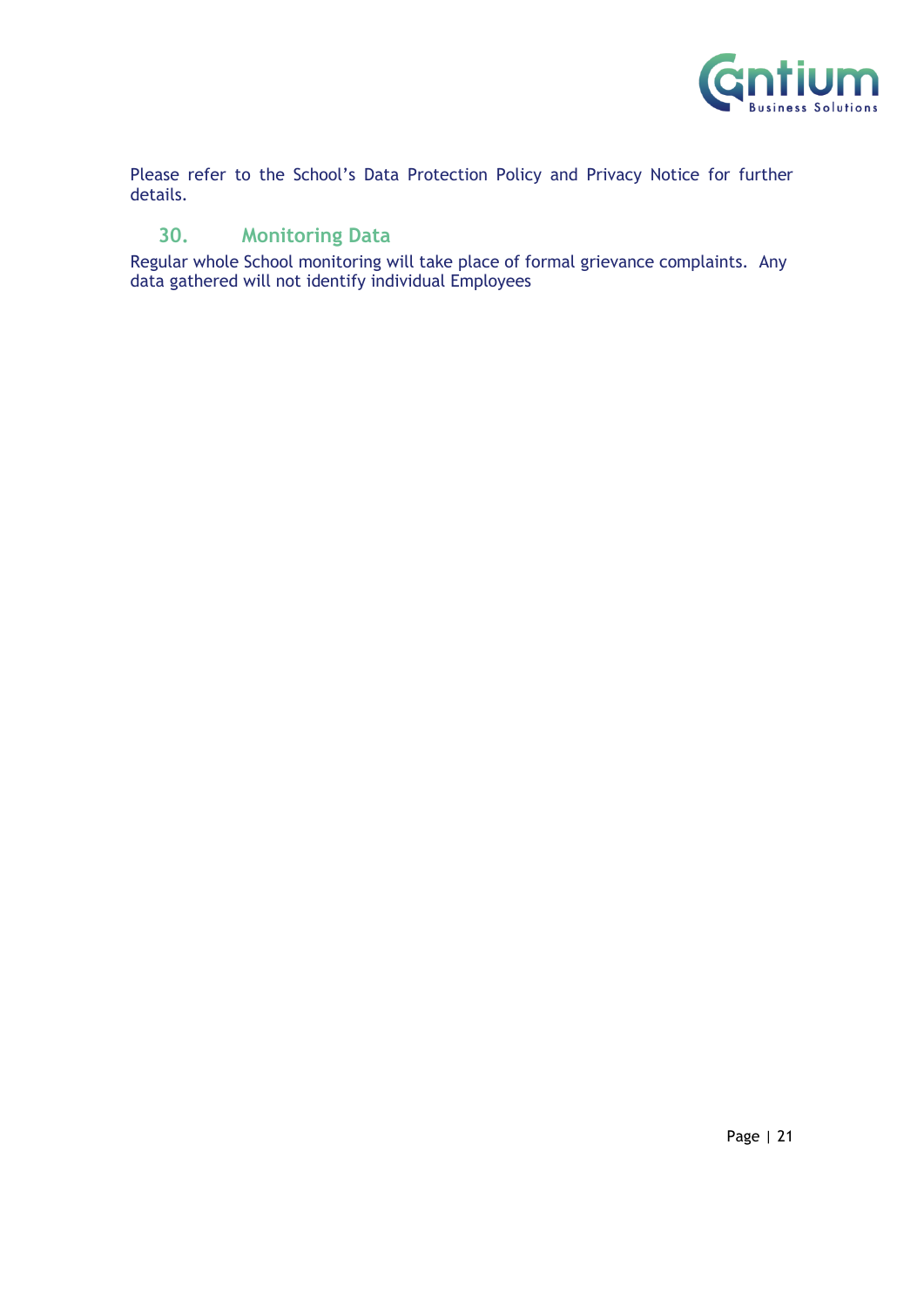Please refer to the School's Data Protection Policy and Privacy Notice for further details.

## 30. Monitoring Data

Regular whole School monitoring will take place of formal grievance complaints. Any data gathered will not identify individual Employees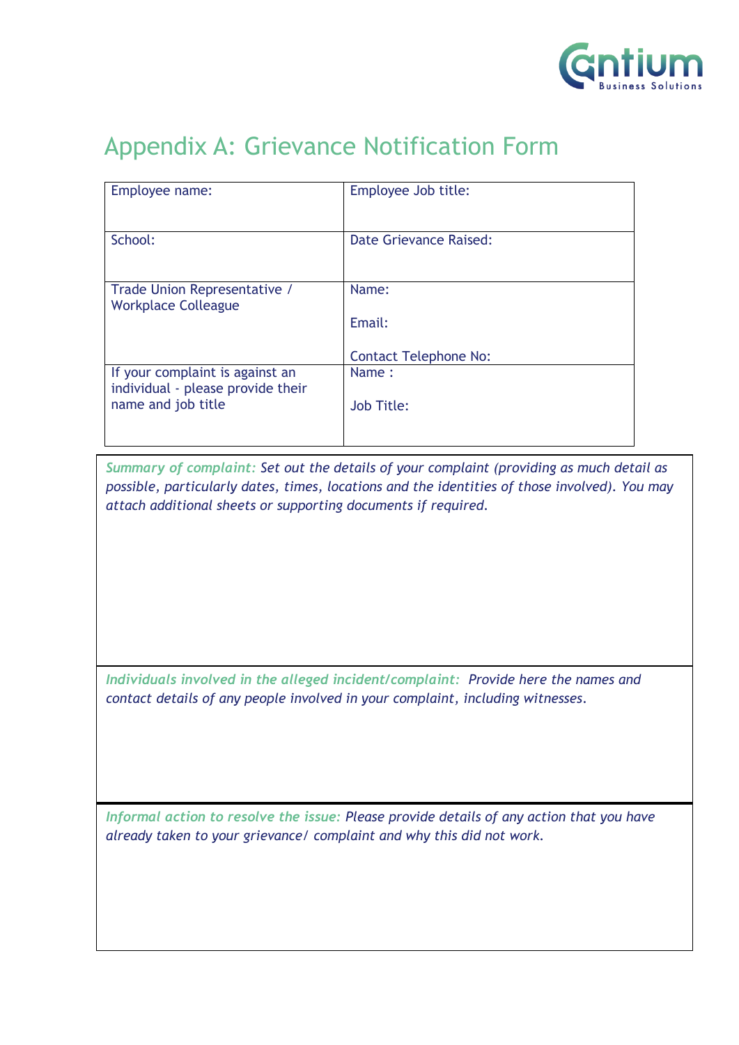# Appendix A: Grievance Notification Form

| Employee name: | Employee Job title: |
| --- | --- |
| School: | Date Grievance Raised: |
| Trade Union Representative / Workplace Colleague | Name:<br><br>Email:<br><br>Contact Telephone No: |
| If your complaint is against an individual - please provide their name and job title | Name :<br><br>Job Title: |

*Summary of complaint: Set out the details of your complaint (providing as much detail as possible, particularly dates, times, locations and the identities of those involved). You may attach additional sheets or supporting documents if required.*

*Individuals involved in the alleged incident/complaint: Provide here the names and contact details of any people involved in your complaint, including witnesses.*

*Informal action to resolve the issue: Please provide details of any action that you have already taken to your grievance/ complaint and why this did not work.*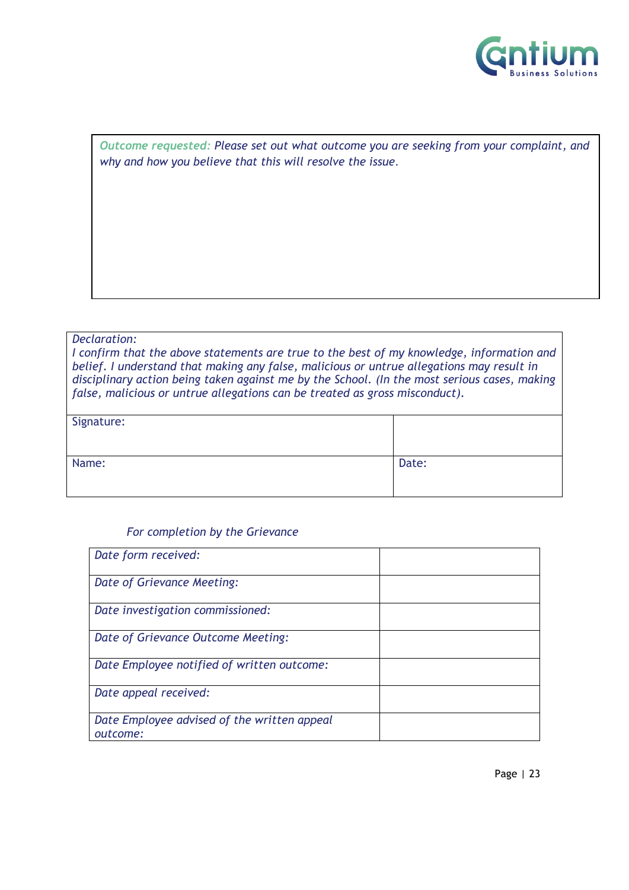***Outcome requested:*** *Please set out what outcome you are seeking from your complaint, and why and how you believe that this will resolve the issue.*

| *Declaration:* *I confirm that the above statements are true to the best of my knowledge, information and belief. I understand that making any false, malicious or untrue allegations may result in disciplinary action being taken against me by the School. (In the most serious cases, making false, malicious or untrue allegations can be treated as gross misconduct).* | |
|---|---|
| Signature: | |
| Name: | Date: |

*For completion by the Grievance*

| | |
|---|---|
| *Date form received:* | |
| *Date of Grievance Meeting:* | |
| *Date investigation commissioned:* | |
| *Date of Grievance Outcome Meeting:* | |
| *Date Employee notified of written outcome:* | |
| *Date appeal received:* | |
| *Date Employee advised of the written appeal outcome:* | |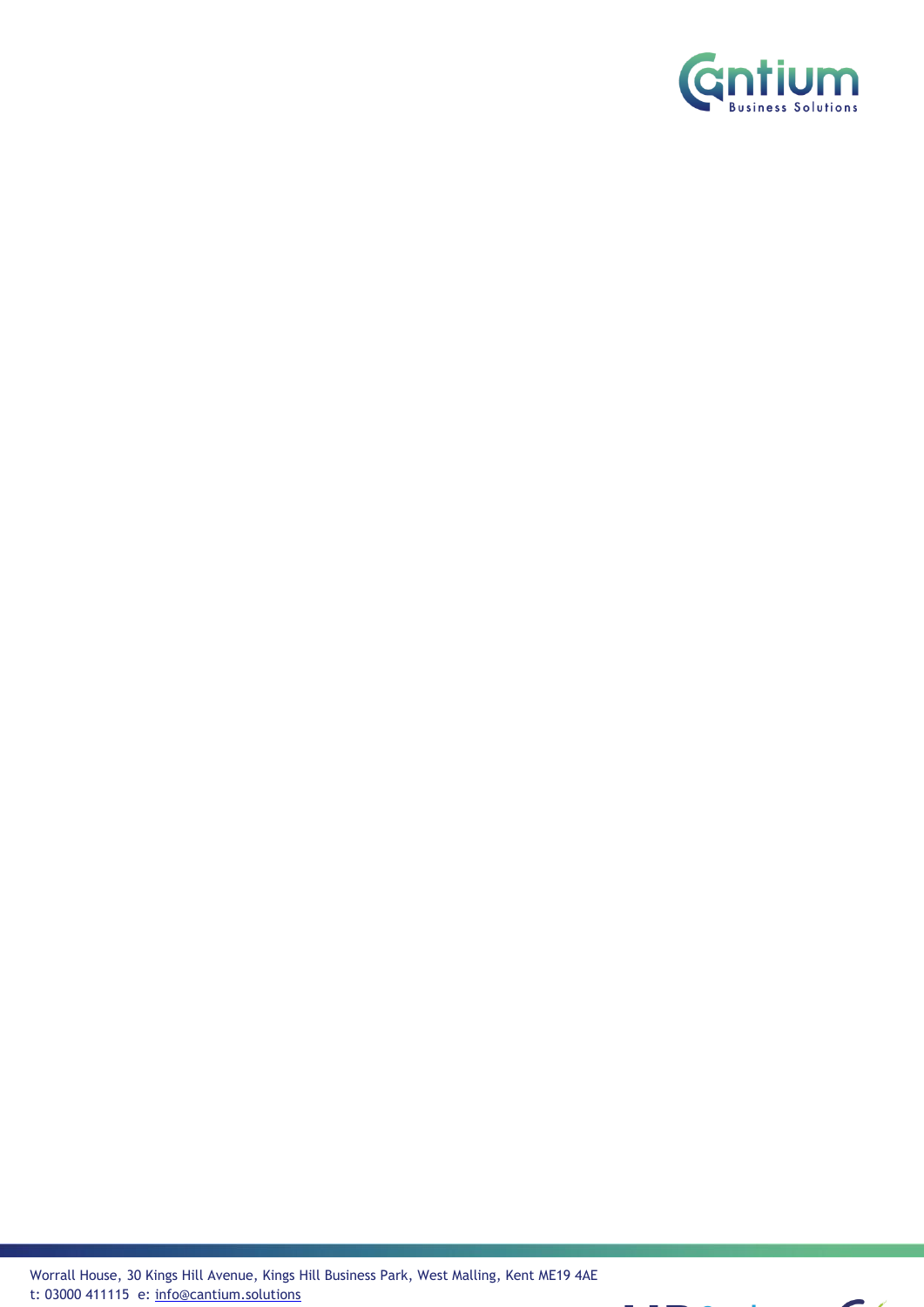Worrall House, 30 Kings Hill Avenue, Kings Hill Business Park, West Malling, Kent ME19 4AE
t: 03000 411115  e: info@cantium.solutions